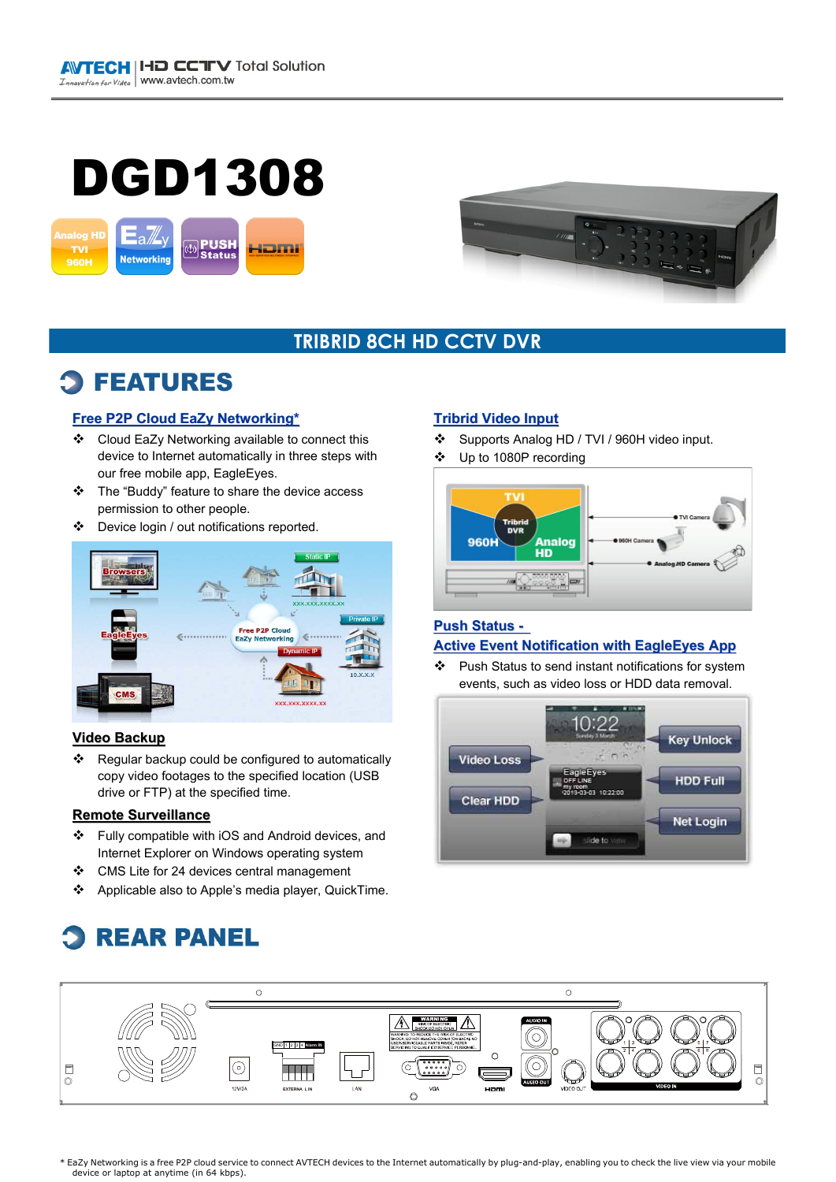# DGD1308

## TRIBRID 8CH HD CCTV DVR

## FEATURES

### Free P2P Cloud EaZy Networking*

- Cloud EaZy Networking available to connect this device to Internet automatically in three steps with our free mobile app, EagleEyes.
- The "Buddy" feature to share the device access permission to other people.
- Device login / out notifications reported.

### Video Backup

- Regular backup could be configured to automatically copy video footages to the specified location (USB drive or FTP) at the specified time.

### Remote Surveillance

- Fully compatible with iOS and Android devices, and Internet Explorer on Windows operating system
- CMS Lite for 24 devices central management
- Applicable also to Apple's media player, QuickTime.

### Tribrid Video Input

- Supports Analog HD / TVI / 960H video input.
- Up to 1080P recording

### Push Status - Active Event Notification with EagleEyes App

- Push Status to send instant notifications for system events, such as video loss or HDD data removal.

## REAR PANEL

\* EaZy Networking is a free P2P cloud service to connect AVTECH devices to the Internet automatically by plug-and-play, enabling you to check the live view via your mobile device or laptop at anytime (in 64 kbps).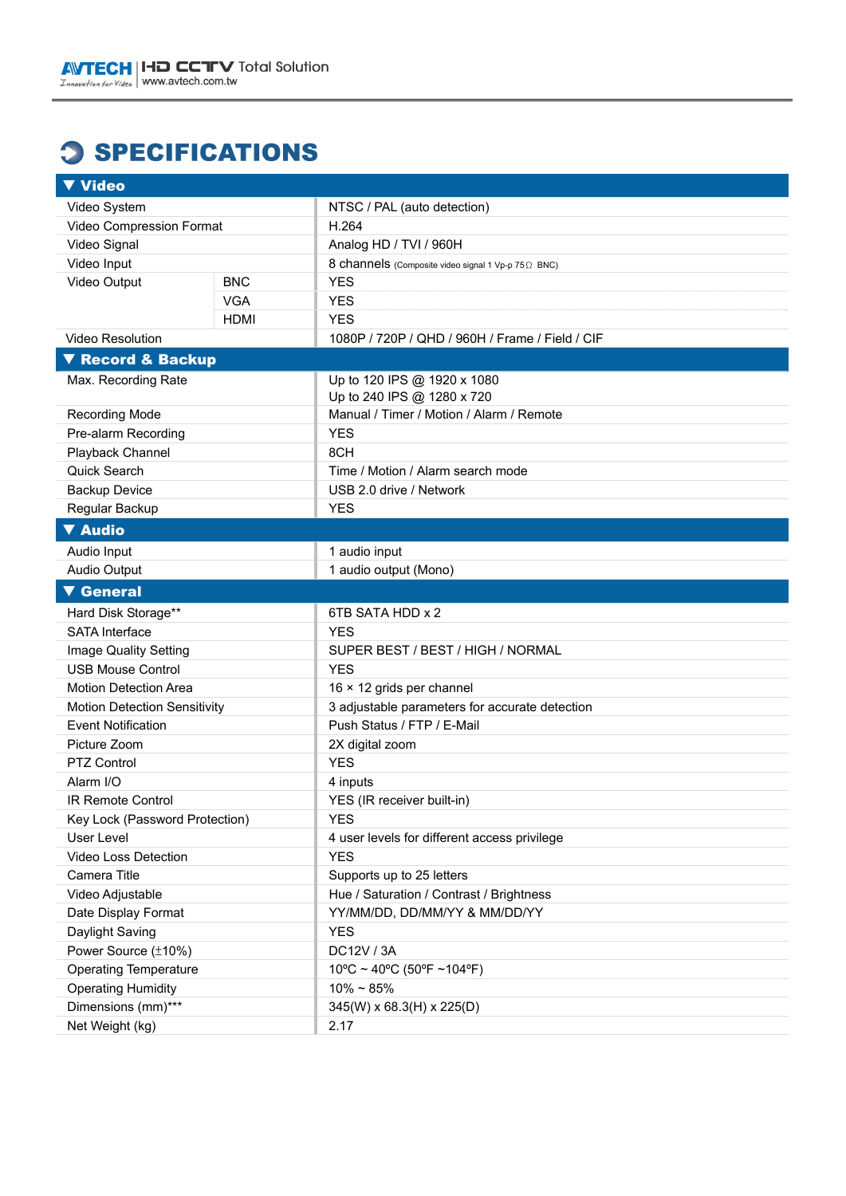# SPECIFICATIONS

| ▼ Video | | |
|---|---|---|
| Video System | | NTSC / PAL (auto detection) |
| Video Compression Format | | H.264 |
| Video Signal | | Analog HD / TVI / 960H |
| Video Input | | 8 channels (Composite video signal 1 Vp-p 75Ω BNC) |
| Video Output | BNC | YES |
| | VGA | YES |
| | HDMI | YES |
| Video Resolution | | 1080P / 720P / QHD / 960H / Frame / Field / CIF |
| **▼ Record & Backup** | | |
| Max. Recording Rate | | Up to 120 IPS @ 1920 x 1080<br>Up to 240 IPS @ 1280 x 720 |
| Recording Mode | | Manual / Timer / Motion / Alarm / Remote |
| Pre-alarm Recording | | YES |
| Playback Channel | | 8CH |
| Quick Search | | Time / Motion / Alarm search mode |
| Backup Device | | USB 2.0 drive / Network |
| Regular Backup | | YES |
| **▼ Audio** | | |
| Audio Input | | 1 audio input |
| Audio Output | | 1 audio output (Mono) |
| **▼ General** | | |
| Hard Disk Storage** | | 6TB SATA HDD x 2 |
| SATA Interface | | YES |
| Image Quality Setting | | SUPER BEST / BEST / HIGH / NORMAL |
| USB Mouse Control | | YES |
| Motion Detection Area | | 16 × 12 grids per channel |
| Motion Detection Sensitivity | | 3 adjustable parameters for accurate detection |
| Event Notification | | Push Status / FTP / E-Mail |
| Picture Zoom | | 2X digital zoom |
| PTZ Control | | YES |
| Alarm I/O | | 4 inputs |
| IR Remote Control | | YES (IR receiver built-in) |
| Key Lock (Password Protection) | | YES |
| User Level | | 4 user levels for different access privilege |
| Video Loss Detection | | YES |
| Camera Title | | Supports up to 25 letters |
| Video Adjustable | | Hue / Saturation / Contrast / Brightness |
| Date Display Format | | YY/MM/DD, DD/MM/YY & MM/DD/YY |
| Daylight Saving | | YES |
| Power Source (±10%) | | DC12V / 3A |
| Operating Temperature | | 10°C ~ 40°C (50°F ~104°F) |
| Operating Humidity | | 10% ~ 85% |
| Dimensions (mm)*** | | 345(W) x 68.3(H) x 225(D) |
| Net Weight (kg) | | 2.17 |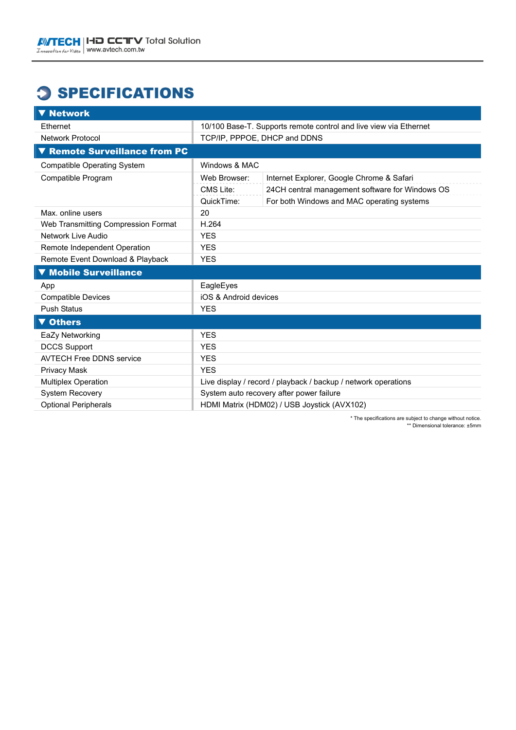# SPECIFICATIONS

| | | |
|---|---|---|
| **▼ Network** | | |
| Ethernet | 10/100 Base-T. Supports remote control and live view via Ethernet | |
| Network Protocol | TCP/IP, PPPOE, DHCP and DDNS | |
| **▼ Remote Surveillance from PC** | | |
| Compatible Operating System | Windows & MAC | |
| Compatible Program | Web Browser: | Internet Explorer, Google Chrome & Safari |
| | CMS Lite: | 24CH central management software for Windows OS |
| | QuickTime: | For both Windows and MAC operating systems |
| Max. online users | 20 | |
| Web Transmitting Compression Format | H.264 | |
| Network Live Audio | YES | |
| Remote Independent Operation | YES | |
| Remote Event Download & Playback | YES | |
| **▼ Mobile Surveillance** | | |
| App | EagleEyes | |
| Compatible Devices | iOS & Android devices | |
| Push Status | YES | |
| **▼ Others** | | |
| EaZy Networking | YES | |
| DCCS Support | YES | |
| AVTECH Free DDNS service | YES | |
| Privacy Mask | YES | |
| Multiplex Operation | Live display / record / playback / backup / network operations | |
| System Recovery | System auto recovery after power failure | |
| Optional Peripherals | HDMI Matrix (HDM02) / USB Joystick (AVX102) | |

\* The specifications are subject to change without notice.
\*\* Dimensional tolerance: ±5mm